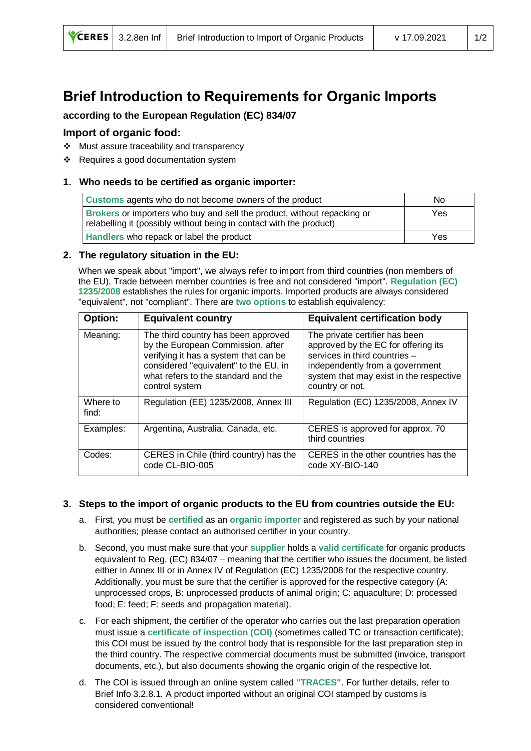# Brief Introduction to Requirements for Organic Imports

**according to the European Regulation (EC) 834/07**

## Import of organic food:

- Must assure traceability and transparency
- Requires a good documentation system

### 1. Who needs to be certified as organic importer:

| | |
|---|---|
| **Customs** agents who do not become owners of the product | No |
| **Brokers** or importers who buy and sell the product, without repacking or relabelling it (possibly without being in contact with the product) | Yes |
| **Handlers** who repack or label the product | Yes |

### 2. The regulatory situation in the EU:

When we speak about "import", we always refer to import from third countries (non members of the EU). Trade between member countries is free and not considered "import". **Regulation (EC) 1235/2008** establishes the rules for organic imports. Imported products are always considered "equivalent", not "compliant". There are **two options** to establish equivalency:

| Option: | Equivalent country | Equivalent certification body |
|---|---|---|
| Meaning: | The third country has been approved by the European Commission, after verifying it has a system that can be considered "equivalent" to the EU, in what refers to the standard and the control system | The private certifier has been approved by the EC for offering its services in third countries – independently from a government system that may exist in the respective country or not. |
| Where to find: | Regulation (EE) 1235/2008, Annex III | Regulation (EC) 1235/2008, Annex IV |
| Examples: | Argentina, Australia, Canada, etc. | CERES is approved for approx. 70 third countries |
| Codes: | CERES in Chile (third country) has the code CL-BIO-005 | CERES in the other countries has the code XY-BIO-140 |

### 3. Steps to the import of organic products to the EU from countries outside the EU:

a. First, you must be **certified** as an **organic importer** and registered as such by your national authorities; please contact an authorised certifier in your country.

b. Second, you must make sure that your **supplier** holds a **valid certificate** for organic products equivalent to Reg. (EC) 834/07 – meaning that the certifier who issues the document, be listed either in Annex III or in Annex IV of Regulation (EC) 1235/2008 for the respective country. Additionally, you must be sure that the certifier is approved for the respective category (A: unprocessed crops, B: unprocessed products of animal origin; C: aquaculture; D: processed food; E: feed; F: seeds and propagation material).

c. For each shipment, the certifier of the operator who carries out the last preparation operation must issue a **certificate of inspection (COI)** (sometimes called TC or transaction certificate); this COI must be issued by the control body that is responsible for the last preparation step in the third country. The respective commercial documents must be submitted (invoice, transport documents, etc.), but also documents showing the organic origin of the respective lot.

d. The COI is issued through an online system called **"TRACES"**. For further details, refer to Brief Info 3.2.8.1. A product imported without an original COI stamped by customs is considered conventional!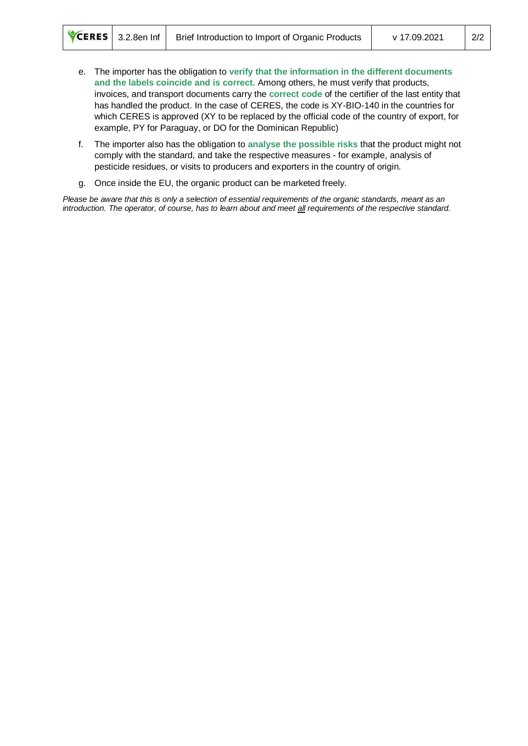e. The importer has the obligation to **verify that the information in the different documents and the labels coincide and is correct.** Among others, he must verify that products, invoices, and transport documents carry the **correct code** of the certifier of the last entity that has handled the product. In the case of CERES, the code is XY-BIO-140 in the countries for which CERES is approved (XY to be replaced by the official code of the country of export, for example, PY for Paraguay, or DO for the Dominican Republic)

f. The importer also has the obligation to **analyse the possible risks** that the product might not comply with the standard, and take the respective measures - for example, analysis of pesticide residues, or visits to producers and exporters in the country of origin.

g. Once inside the EU, the organic product can be marketed freely.

*Please be aware that this is only a selection of essential requirements of the organic standards, meant as an introduction. The operator, of course, has to learn about and meet all requirements of the respective standard.*